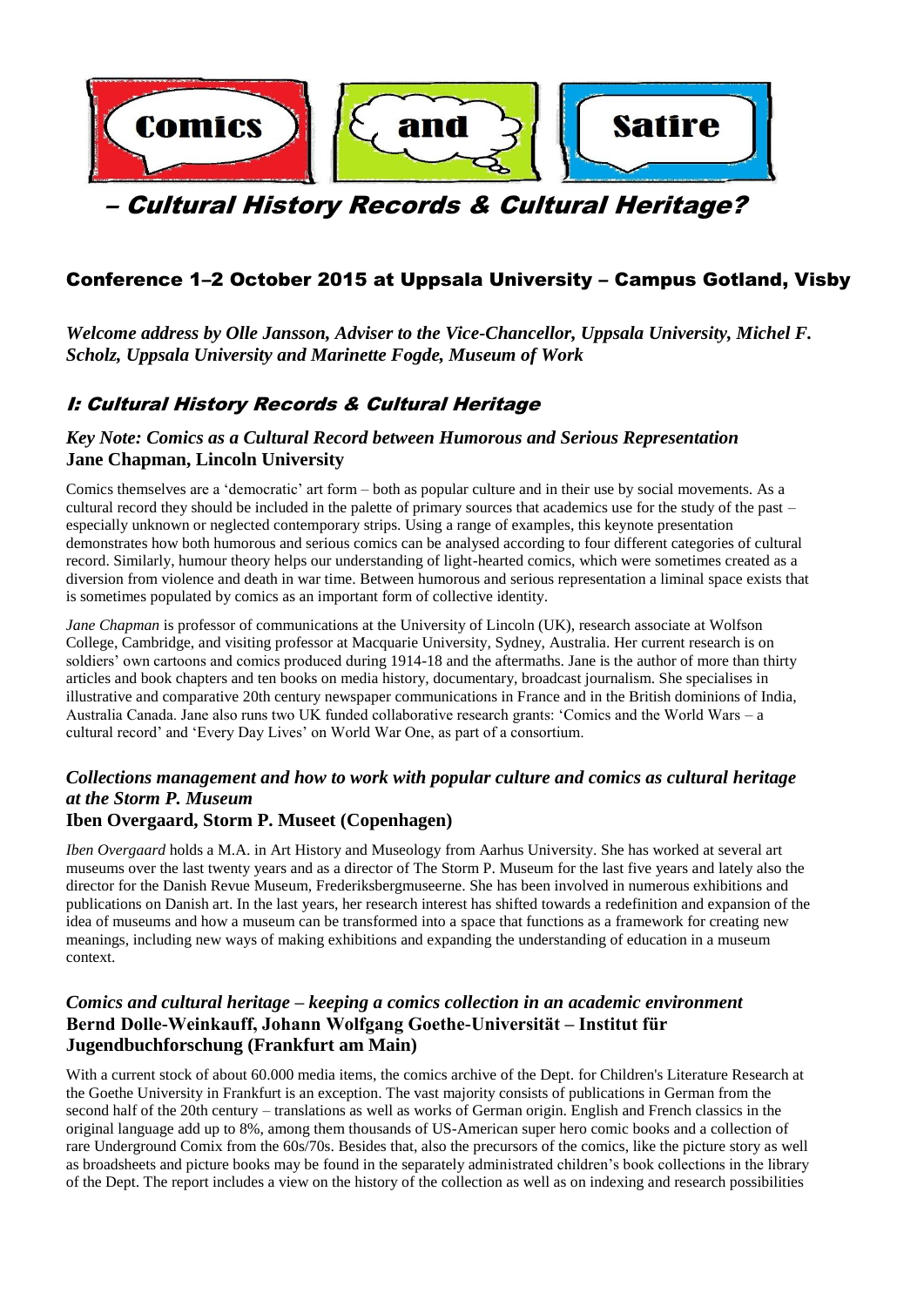# Comics and Satire

## – Cultural History Records & Cultural Heritage?

## Conference 1–2 October 2015 at Uppsala University – Campus Gotland, Visby

***Welcome address by Olle Jansson, Adviser to the Vice-Chancellor, Uppsala University, Michel F. Scholz, Uppsala University and Marinette Fogde, Museum of Work***

## I: Cultural History Records & Cultural Heritage

### *Key Note: Comics as a Cultural Record between Humorous and Serious Representation*
**Jane Chapman, Lincoln University**

Comics themselves are a 'democratic' art form – both as popular culture and in their use by social movements. As a cultural record they should be included in the palette of primary sources that academics use for the study of the past – especially unknown or neglected contemporary strips. Using a range of examples, this keynote presentation demonstrates how both humorous and serious comics can be analysed according to four different categories of cultural record. Similarly, humour theory helps our understanding of light-hearted comics, which were sometimes created as a diversion from violence and death in war time. Between humorous and serious representation a liminal space exists that is sometimes populated by comics as an important form of collective identity.

*Jane Chapman* is professor of communications at the University of Lincoln (UK), research associate at Wolfson College, Cambridge, and visiting professor at Macquarie University, Sydney, Australia. Her current research is on soldiers' own cartoons and comics produced during 1914-18 and the aftermaths. Jane is the author of more than thirty articles and book chapters and ten books on media history, documentary, broadcast journalism. She specialises in illustrative and comparative 20th century newspaper communications in France and in the British dominions of India, Australia Canada. Jane also runs two UK funded collaborative research grants: 'Comics and the World Wars – a cultural record' and 'Every Day Lives' on World War One, as part of a consortium.

### *Collections management and how to work with popular culture and comics as cultural heritage at the Storm P. Museum*
**Iben Overgaard, Storm P. Museet (Copenhagen)**

*Iben Overgaard* holds a M.A. in Art History and Museology from Aarhus University. She has worked at several art museums over the last twenty years and as a director of The Storm P. Museum for the last five years and lately also the director for the Danish Revue Museum, Frederiksbergmuseerne. She has been involved in numerous exhibitions and publications on Danish art. In the last years, her research interest has shifted towards a redefinition and expansion of the idea of museums and how a museum can be transformed into a space that functions as a framework for creating new meanings, including new ways of making exhibitions and expanding the understanding of education in a museum context.

### *Comics and cultural heritage – keeping a comics collection in an academic environment*
**Bernd Dolle-Weinkauff, Johann Wolfgang Goethe-Universität – Institut für Jugendbuchforschung (Frankfurt am Main)**

With a current stock of about 60.000 media items, the comics archive of the Dept. for Children's Literature Research at the Goethe University in Frankfurt is an exception. The vast majority consists of publications in German from the second half of the 20th century – translations as well as works of German origin. English and French classics in the original language add up to 8%, among them thousands of US-American super hero comic books and a collection of rare Underground Comix from the 60s/70s. Besides that, also the precursors of the comics, like the picture story as well as broadsheets and picture books may be found in the separately administrated children's book collections in the library of the Dept. The report includes a view on the history of the collection as well as on indexing and research possibilities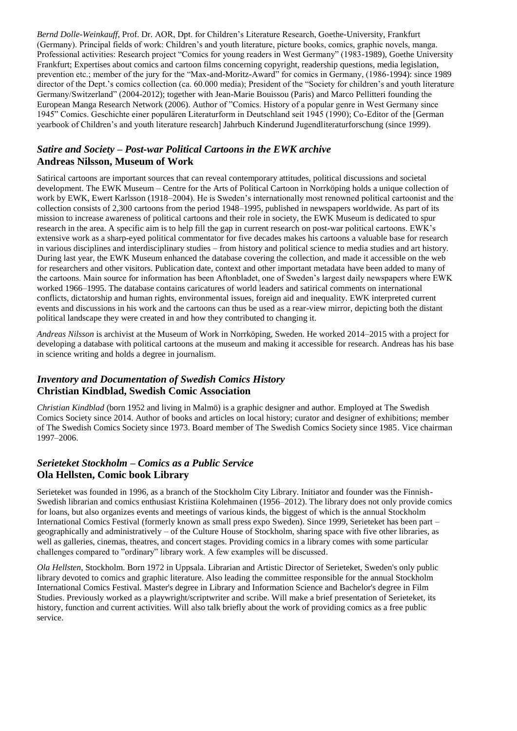*Bernd Dolle-Weinkauff*, Prof. Dr. AOR, Dpt. for Children's Literature Research, Goethe-University, Frankfurt (Germany). Principal fields of work: Children's and youth literature, picture books, comics, graphic novels, manga. Professional activities: Research project "Comics for young readers in West Germany" (1983-1989), Goethe University Frankfurt; Expertises about comics and cartoon films concerning copyright, readership questions, media legislation, prevention etc.; member of the jury for the "Max-and-Moritz-Award" for comics in Germany, (1986-1994): since 1989 director of the Dept.'s comics collection (ca. 60.000 media); President of the "Society for children's and youth literature Germany/Switzerland" (2004-2012); together with Jean-Marie Bouissou (Paris) and Marco Pellitteri founding the European Manga Research Network (2006). Author of "Comics. History of a popular genre in West Germany since 1945" Comics. Geschichte einer populären Literaturform in Deutschland seit 1945 (1990); Co-Editor of the [German yearbook of Children's and youth literature research] Jahrbuch Kinderund Jugendliteraturforschung (since 1999).

## *Satire and Society – Post-war Political Cartoons in the EWK archive*
**Andreas Nilsson, Museum of Work**

Satirical cartoons are important sources that can reveal contemporary attitudes, political discussions and societal development. The EWK Museum – Centre for the Arts of Political Cartoon in Norrköping holds a unique collection of work by EWK, Ewert Karlsson (1918–2004). He is Sweden's internationally most renowned political cartoonist and the collection consists of 2,300 cartoons from the period 1948–1995, published in newspapers worldwide. As part of its mission to increase awareness of political cartoons and their role in society, the EWK Museum is dedicated to spur research in the area. A specific aim is to help fill the gap in current research on post-war political cartoons. EWK's extensive work as a sharp-eyed political commentator for five decades makes his cartoons a valuable base for research in various disciplines and interdisciplinary studies – from history and political science to media studies and art history. During last year, the EWK Museum enhanced the database covering the collection, and made it accessible on the web for researchers and other visitors. Publication date, context and other important metadata have been added to many of the cartoons. Main source for information has been Aftonbladet, one of Sweden's largest daily newspapers where EWK worked 1966–1995. The database contains caricatures of world leaders and satirical comments on international conflicts, dictatorship and human rights, environmental issues, foreign aid and inequality. EWK interpreted current events and discussions in his work and the cartoons can thus be used as a rear-view mirror, depicting both the distant political landscape they were created in and how they contributed to changing it.

*Andreas Nilsson* is archivist at the Museum of Work in Norrköping, Sweden. He worked 2014–2015 with a project for developing a database with political cartoons at the museum and making it accessible for research. Andreas has his base in science writing and holds a degree in journalism.

## *Inventory and Documentation of Swedish Comics History*
**Christian Kindblad, Swedish Comic Association**

*Christian Kindblad* (born 1952 and living in Malmö) is a graphic designer and author. Employed at The Swedish Comics Society since 2014. Author of books and articles on local history; curator and designer of exhibitions; member of The Swedish Comics Society since 1973. Board member of The Swedish Comics Society since 1985. Vice chairman 1997–2006.

## *Serieteket Stockholm – Comics as a Public Service*
**Ola Hellsten, Comic book Library**

Serieteket was founded in 1996, as a branch of the Stockholm City Library. Initiator and founder was the Finnish-Swedish librarian and comics enthusiast Kristiina Kolehmainen (1956–2012). The library does not only provide comics for loans, but also organizes events and meetings of various kinds, the biggest of which is the annual Stockholm International Comics Festival (formerly known as small press expo Sweden). Since 1999, Serieteket has been part – geographically and administratively – of the Culture House of Stockholm, sharing space with five other libraries, as well as galleries, cinemas, theatres, and concert stages. Providing comics in a library comes with some particular challenges compared to "ordinary" library work. A few examples will be discussed.

*Ola Hellsten*, Stockholm. Born 1972 in Uppsala. Librarian and Artistic Director of Serieteket, Sweden's only public library devoted to comics and graphic literature. Also leading the committee responsible for the annual Stockholm International Comics Festival. Master's degree in Library and Information Science and Bachelor's degree in Film Studies. Previously worked as a playwright/scriptwriter and scribe. Will make a brief presentation of Serieteket, its history, function and current activities. Will also talk briefly about the work of providing comics as a free public service.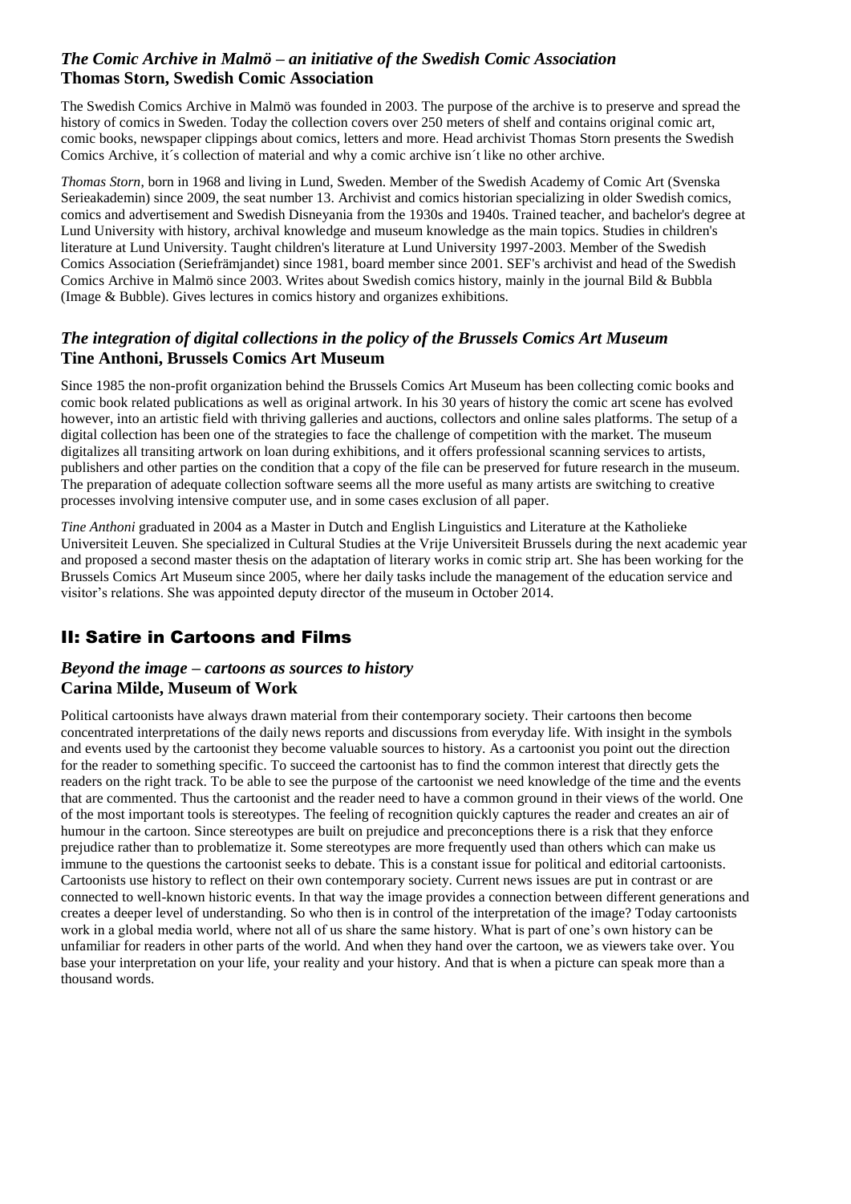### *The Comic Archive in Malmö – an initiative of the Swedish Comic Association*
**Thomas Storn, Swedish Comic Association**

The Swedish Comics Archive in Malmö was founded in 2003. The purpose of the archive is to preserve and spread the history of comics in Sweden. Today the collection covers over 250 meters of shelf and contains original comic art, comic books, newspaper clippings about comics, letters and more. Head archivist Thomas Storn presents the Swedish Comics Archive, it´s collection of material and why a comic archive isn´t like no other archive.

*Thomas Storn*, born in 1968 and living in Lund, Sweden. Member of the Swedish Academy of Comic Art (Svenska Serieakademin) since 2009, the seat number 13. Archivist and comics historian specializing in older Swedish comics, comics and advertisement and Swedish Disneyania from the 1930s and 1940s. Trained teacher, and bachelor's degree at Lund University with history, archival knowledge and museum knowledge as the main topics. Studies in children's literature at Lund University. Taught children's literature at Lund University 1997-2003. Member of the Swedish Comics Association (Seriefrämjandet) since 1981, board member since 2001. SEF's archivist and head of the Swedish Comics Archive in Malmö since 2003. Writes about Swedish comics history, mainly in the journal Bild & Bubbla (Image & Bubble). Gives lectures in comics history and organizes exhibitions.

### *The integration of digital collections in the policy of the Brussels Comics Art Museum*
**Tine Anthoni, Brussels Comics Art Museum**

Since 1985 the non-profit organization behind the Brussels Comics Art Museum has been collecting comic books and comic book related publications as well as original artwork. In his 30 years of history the comic art scene has evolved however, into an artistic field with thriving galleries and auctions, collectors and online sales platforms. The setup of a digital collection has been one of the strategies to face the challenge of competition with the market. The museum digitalizes all transiting artwork on loan during exhibitions, and it offers professional scanning services to artists, publishers and other parties on the condition that a copy of the file can be preserved for future research in the museum. The preparation of adequate collection software seems all the more useful as many artists are switching to creative processes involving intensive computer use, and in some cases exclusion of all paper.

*Tine Anthoni* graduated in 2004 as a Master in Dutch and English Linguistics and Literature at the Katholieke Universiteit Leuven. She specialized in Cultural Studies at the Vrije Universiteit Brussels during the next academic year and proposed a second master thesis on the adaptation of literary works in comic strip art. She has been working for the Brussels Comics Art Museum since 2005, where her daily tasks include the management of the education service and visitor's relations. She was appointed deputy director of the museum in October 2014.

## II: Satire in Cartoons and Films

### *Beyond the image – cartoons as sources to history*
**Carina Milde, Museum of Work**

Political cartoonists have always drawn material from their contemporary society. Their cartoons then become concentrated interpretations of the daily news reports and discussions from everyday life. With insight in the symbols and events used by the cartoonist they become valuable sources to history. As a cartoonist you point out the direction for the reader to something specific. To succeed the cartoonist has to find the common interest that directly gets the readers on the right track. To be able to see the purpose of the cartoonist we need knowledge of the time and the events that are commented. Thus the cartoonist and the reader need to have a common ground in their views of the world. One of the most important tools is stereotypes. The feeling of recognition quickly captures the reader and creates an air of humour in the cartoon. Since stereotypes are built on prejudice and preconceptions there is a risk that they enforce prejudice rather than to problematize it. Some stereotypes are more frequently used than others which can make us immune to the questions the cartoonist seeks to debate. This is a constant issue for political and editorial cartoonists. Cartoonists use history to reflect on their own contemporary society. Current news issues are put in contrast or are connected to well-known historic events. In that way the image provides a connection between different generations and creates a deeper level of understanding. So who then is in control of the interpretation of the image? Today cartoonists work in a global media world, where not all of us share the same history. What is part of one's own history can be unfamiliar for readers in other parts of the world. And when they hand over the cartoon, we as viewers take over. You base your interpretation on your life, your reality and your history. And that is when a picture can speak more than a thousand words.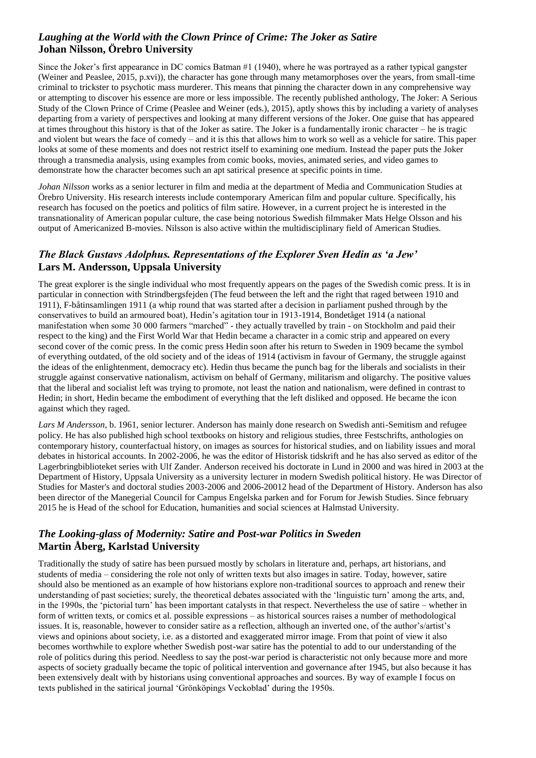### *Laughing at the World with the Clown Prince of Crime: The Joker as Satire*
**Johan Nilsson, Örebro University**

Since the Joker's first appearance in DC comics Batman #1 (1940), where he was portrayed as a rather typical gangster (Weiner and Peaslee, 2015, p.xvi)), the character has gone through many metamorphoses over the years, from small-time criminal to trickster to psychotic mass murderer. This means that pinning the character down in any comprehensive way or attempting to discover his essence are more or less impossible. The recently published anthology, The Joker: A Serious Study of the Clown Prince of Crime (Peaslee and Weiner (eds.), 2015), aptly shows this by including a variety of analyses departing from a variety of perspectives and looking at many different versions of the Joker. One guise that has appeared at times throughout this history is that of the Joker as satire. The Joker is a fundamentally ironic character – he is tragic and violent but wears the face of comedy – and it is this that allows him to work so well as a vehicle for satire. This paper looks at some of these moments and does not restrict itself to examining one medium. Instead the paper puts the Joker through a transmedia analysis, using examples from comic books, movies, animated series, and video games to demonstrate how the character becomes such an apt satirical presence at specific points in time.

*Johan Nilsson* works as a senior lecturer in film and media at the department of Media and Communication Studies at Örebro University. His research interests include contemporary American film and popular culture. Specifically, his research has focused on the poetics and politics of film satire. However, in a current project he is interested in the transnationality of American popular culture, the case being notorious Swedish filmmaker Mats Helge Olsson and his output of Americanized B-movies. Nilsson is also active within the multidisciplinary field of American Studies.

### *The Black Gustavs Adolphus. Representations of the Explorer Sven Hedin as 'a Jew'*
**Lars M. Andersson, Uppsala University**

The great explorer is the single individual who most frequently appears on the pages of the Swedish comic press. It is in particular in connection with Strindbergsfejden (The feud between the left and the right that raged between 1910 and 1911), F-båtinsamlingen 1911 (a whip round that was started after a decision in parliament pushed through by the conservatives to build an armoured boat), Hedin's agitation tour in 1913-1914, Bondetåget 1914 (a national manifestation when some 30 000 farmers "marched" - they actually travelled by train - on Stockholm and paid their respect to the king) and the First World War that Hedin became a character in a comic strip and appeared on every second cover of the comic press. In the comic press Hedin soon after his return to Sweden in 1909 became the symbol of everything outdated, of the old society and of the ideas of 1914 (activism in favour of Germany, the struggle against the ideas of the enlightenment, democracy etc). Hedin thus became the punch bag for the liberals and socialists in their struggle against conservative nationalism, activism on behalf of Germany, militarism and oligarchy. The positive values that the liberal and socialist left was trying to promote, not least the nation and nationalism, were defined in contrast to Hedin; in short, Hedin became the embodiment of everything that the left disliked and opposed. He became the icon against which they raged.

*Lars M Andersson*, b. 1961, senior lecturer. Anderson has mainly done research on Swedish anti-Semitism and refugee policy. He has also published high school textbooks on history and religious studies, three Festschrifts, anthologies on contemporary history, counterfactual history, on images as sources for historical studies, and on liability issues and moral debates in historical accounts. In 2002-2006, he was the editor of Historisk tidskrift and he has also served as editor of the Lagerbringbiblioteket series with Ulf Zander. Anderson received his doctorate in Lund in 2000 and was hired in 2003 at the Department of History, Uppsala University as a university lecturer in modern Swedish political history. He was Director of Studies for Master's and doctoral studies 2003-2006 and 2006-20012 head of the Department of History. Anderson has also been director of the Manegerial Council for Campus Engelska parken and for Forum for Jewish Studies. Since february 2015 he is Head of the school for Education, humanities and social sciences at Halmstad University.

### *The Looking-glass of Modernity: Satire and Post-war Politics in Sweden*
**Martin Åberg, Karlstad University**

Traditionally the study of satire has been pursued mostly by scholars in literature and, perhaps, art historians, and students of media – considering the role not only of written texts but also images in satire. Today, however, satire should also be mentioned as an example of how historians explore non-traditional sources to approach and renew their understanding of past societies; surely, the theoretical debates associated with the 'linguistic turn' among the arts, and, in the 1990s, the 'pictorial turn' has been important catalysts in that respect. Nevertheless the use of satire – whether in form of written texts, or comics et al. possible expressions – as historical sources raises a number of methodological issues. It is, reasonable, however to consider satire as a reflection, although an inverted one, of the author's/artist's views and opinions about society, i.e. as a distorted and exaggerated mirror image. From that point of view it also becomes worthwhile to explore whether Swedish post-war satire has the potential to add to our understanding of the role of politics during this period. Needless to say the post-war period is characteristic not only because more and more aspects of society gradually became the topic of political intervention and governance after 1945, but also because it has been extensively dealt with by historians using conventional approaches and sources. By way of example I focus on texts published in the satirical journal 'Grönköpings Veckoblad' during the 1950s.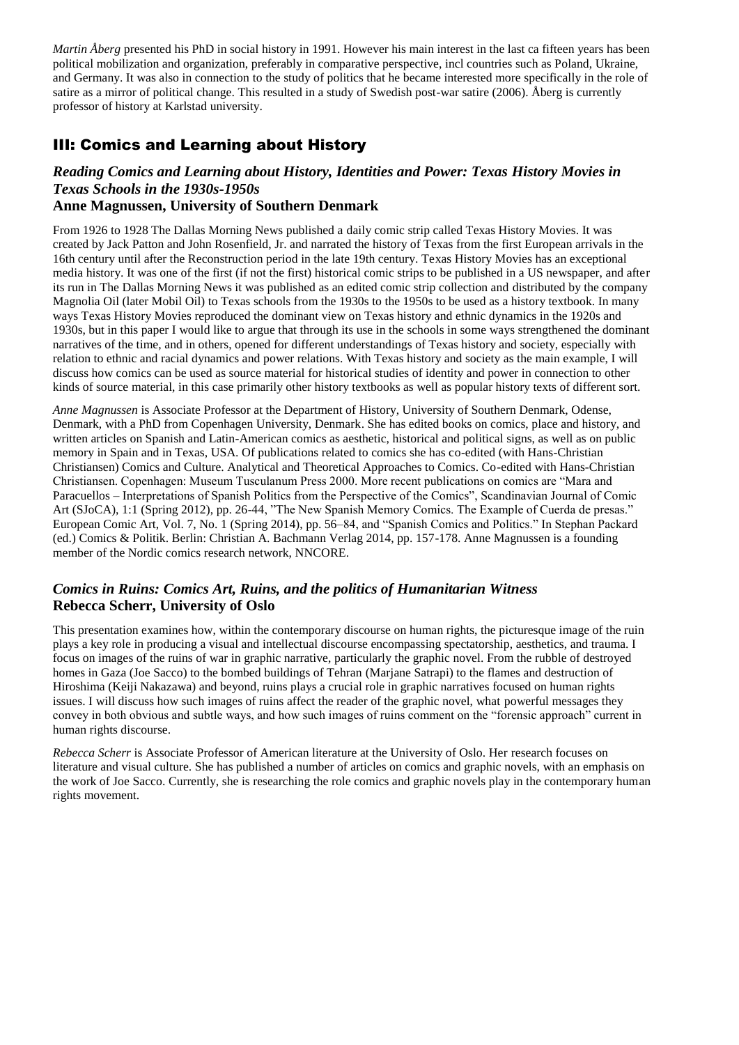*Martin Åberg* presented his PhD in social history in 1991. However his main interest in the last ca fifteen years has been political mobilization and organization, preferably in comparative perspective, incl countries such as Poland, Ukraine, and Germany. It was also in connection to the study of politics that he became interested more specifically in the role of satire as a mirror of political change. This resulted in a study of Swedish post-war satire (2006). Åberg is currently professor of history at Karlstad university.

## III: Comics and Learning about History

### *Reading Comics and Learning about History, Identities and Power: Texas History Movies in Texas Schools in the 1930s-1950s*
**Anne Magnussen, University of Southern Denmark**

From 1926 to 1928 The Dallas Morning News published a daily comic strip called Texas History Movies. It was created by Jack Patton and John Rosenfield, Jr. and narrated the history of Texas from the first European arrivals in the 16th century until after the Reconstruction period in the late 19th century. Texas History Movies has an exceptional media history. It was one of the first (if not the first) historical comic strips to be published in a US newspaper, and after its run in The Dallas Morning News it was published as an edited comic strip collection and distributed by the company Magnolia Oil (later Mobil Oil) to Texas schools from the 1930s to the 1950s to be used as a history textbook. In many ways Texas History Movies reproduced the dominant view on Texas history and ethnic dynamics in the 1920s and 1930s, but in this paper I would like to argue that through its use in the schools in some ways strengthened the dominant narratives of the time, and in others, opened for different understandings of Texas history and society, especially with relation to ethnic and racial dynamics and power relations. With Texas history and society as the main example, I will discuss how comics can be used as source material for historical studies of identity and power in connection to other kinds of source material, in this case primarily other history textbooks as well as popular history texts of different sort.

*Anne Magnussen* is Associate Professor at the Department of History, University of Southern Denmark, Odense, Denmark, with a PhD from Copenhagen University, Denmark. She has edited books on comics, place and history, and written articles on Spanish and Latin-American comics as aesthetic, historical and political signs, as well as on public memory in Spain and in Texas, USA. Of publications related to comics she has co-edited (with Hans-Christian Christiansen) Comics and Culture. Analytical and Theoretical Approaches to Comics. Co-edited with Hans-Christian Christiansen. Copenhagen: Museum Tusculanum Press 2000. More recent publications on comics are "Mara and Paracuellos – Interpretations of Spanish Politics from the Perspective of the Comics", Scandinavian Journal of Comic Art (SJoCA), 1:1 (Spring 2012), pp. 26-44, "The New Spanish Memory Comics. The Example of Cuerda de presas." European Comic Art, Vol. 7, No. 1 (Spring 2014), pp. 56–84, and "Spanish Comics and Politics." In Stephan Packard (ed.) Comics & Politik. Berlin: Christian A. Bachmann Verlag 2014, pp. 157-178. Anne Magnussen is a founding member of the Nordic comics research network, NNCORE.

### *Comics in Ruins: Comics Art, Ruins, and the politics of Humanitarian Witness*
**Rebecca Scherr, University of Oslo**

This presentation examines how, within the contemporary discourse on human rights, the picturesque image of the ruin plays a key role in producing a visual and intellectual discourse encompassing spectatorship, aesthetics, and trauma. I focus on images of the ruins of war in graphic narrative, particularly the graphic novel. From the rubble of destroyed homes in Gaza (Joe Sacco) to the bombed buildings of Tehran (Marjane Satrapi) to the flames and destruction of Hiroshima (Keiji Nakazawa) and beyond, ruins plays a crucial role in graphic narratives focused on human rights issues. I will discuss how such images of ruins affect the reader of the graphic novel, what powerful messages they convey in both obvious and subtle ways, and how such images of ruins comment on the "forensic approach" current in human rights discourse.

*Rebecca Scherr* is Associate Professor of American literature at the University of Oslo. Her research focuses on literature and visual culture. She has published a number of articles on comics and graphic novels, with an emphasis on the work of Joe Sacco. Currently, she is researching the role comics and graphic novels play in the contemporary human rights movement.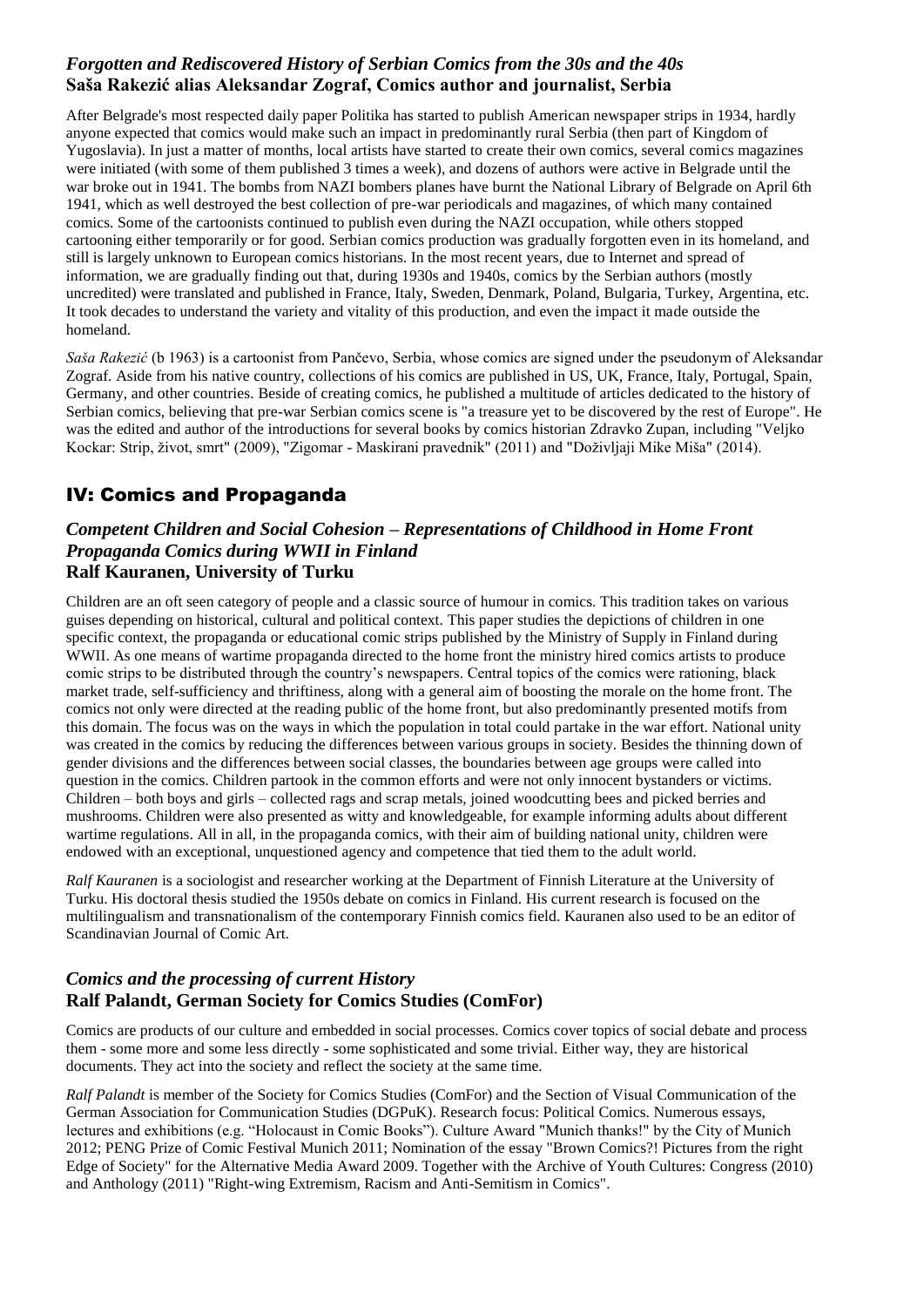### *Forgotten and Rediscovered History of Serbian Comics from the 30s and the 40s*
**Saša Rakezić alias Aleksandar Zograf, Comics author and journalist, Serbia**

After Belgrade's most respected daily paper Politika has started to publish American newspaper strips in 1934, hardly anyone expected that comics would make such an impact in predominantly rural Serbia (then part of Kingdom of Yugoslavia). In just a matter of months, local artists have started to create their own comics, several comics magazines were initiated (with some of them published 3 times a week), and dozens of authors were active in Belgrade until the war broke out in 1941. The bombs from NAZI bombers planes have burnt the National Library of Belgrade on April 6th 1941, which as well destroyed the best collection of pre-war periodicals and magazines, of which many contained comics. Some of the cartoonists continued to publish even during the NAZI occupation, while others stopped cartooning either temporarily or for good. Serbian comics production was gradually forgotten even in its homeland, and still is largely unknown to European comics historians. In the most recent years, due to Internet and spread of information, we are gradually finding out that, during 1930s and 1940s, comics by the Serbian authors (mostly uncredited) were translated and published in France, Italy, Sweden, Denmark, Poland, Bulgaria, Turkey, Argentina, etc. It took decades to understand the variety and vitality of this production, and even the impact it made outside the homeland.

*Saša Rakezić* (b 1963) is a cartoonist from Pančevo, Serbia, whose comics are signed under the pseudonym of Aleksandar Zograf. Aside from his native country, collections of his comics are published in US, UK, France, Italy, Portugal, Spain, Germany, and other countries. Beside of creating comics, he published a multitude of articles dedicated to the history of Serbian comics, believing that pre-war Serbian comics scene is "a treasure yet to be discovered by the rest of Europe". He was the edited and author of the introductions for several books by comics historian Zdravko Zupan, including "Veljko Kockar: Strip, život, smrt" (2009), "Zigomar - Maskirani pravednik" (2011) and "Doživljaji Mike Miša" (2014).

## IV: Comics and Propaganda

### *Competent Children and Social Cohesion – Representations of Childhood in Home Front Propaganda Comics during WWII in Finland*
**Ralf Kauranen, University of Turku**

Children are an oft seen category of people and a classic source of humour in comics. This tradition takes on various guises depending on historical, cultural and political context. This paper studies the depictions of children in one specific context, the propaganda or educational comic strips published by the Ministry of Supply in Finland during WWII. As one means of wartime propaganda directed to the home front the ministry hired comics artists to produce comic strips to be distributed through the country's newspapers. Central topics of the comics were rationing, black market trade, self-sufficiency and thriftiness, along with a general aim of boosting the morale on the home front. The comics not only were directed at the reading public of the home front, but also predominantly presented motifs from this domain. The focus was on the ways in which the population in total could partake in the war effort. National unity was created in the comics by reducing the differences between various groups in society. Besides the thinning down of gender divisions and the differences between social classes, the boundaries between age groups were called into question in the comics. Children partook in the common efforts and were not only innocent bystanders or victims. Children – both boys and girls – collected rags and scrap metals, joined woodcutting bees and picked berries and mushrooms. Children were also presented as witty and knowledgeable, for example informing adults about different wartime regulations. All in all, in the propaganda comics, with their aim of building national unity, children were endowed with an exceptional, unquestioned agency and competence that tied them to the adult world.

*Ralf Kauranen* is a sociologist and researcher working at the Department of Finnish Literature at the University of Turku. His doctoral thesis studied the 1950s debate on comics in Finland. His current research is focused on the multilingualism and transnationalism of the contemporary Finnish comics field. Kauranen also used to be an editor of Scandinavian Journal of Comic Art.

### *Comics and the processing of current History*
**Ralf Palandt, German Society for Comics Studies (ComFor)**

Comics are products of our culture and embedded in social processes. Comics cover topics of social debate and process them - some more and some less directly - some sophisticated and some trivial. Either way, they are historical documents. They act into the society and reflect the society at the same time.

*Ralf Palandt* is member of the Society for Comics Studies (ComFor) and the Section of Visual Communication of the German Association for Communication Studies (DGPuK). Research focus: Political Comics. Numerous essays, lectures and exhibitions (e.g. "Holocaust in Comic Books"). Culture Award "Munich thanks!" by the City of Munich 2012; PENG Prize of Comic Festival Munich 2011; Nomination of the essay "Brown Comics?! Pictures from the right Edge of Society" for the Alternative Media Award 2009. Together with the Archive of Youth Cultures: Congress (2010) and Anthology (2011) "Right-wing Extremism, Racism and Anti-Semitism in Comics".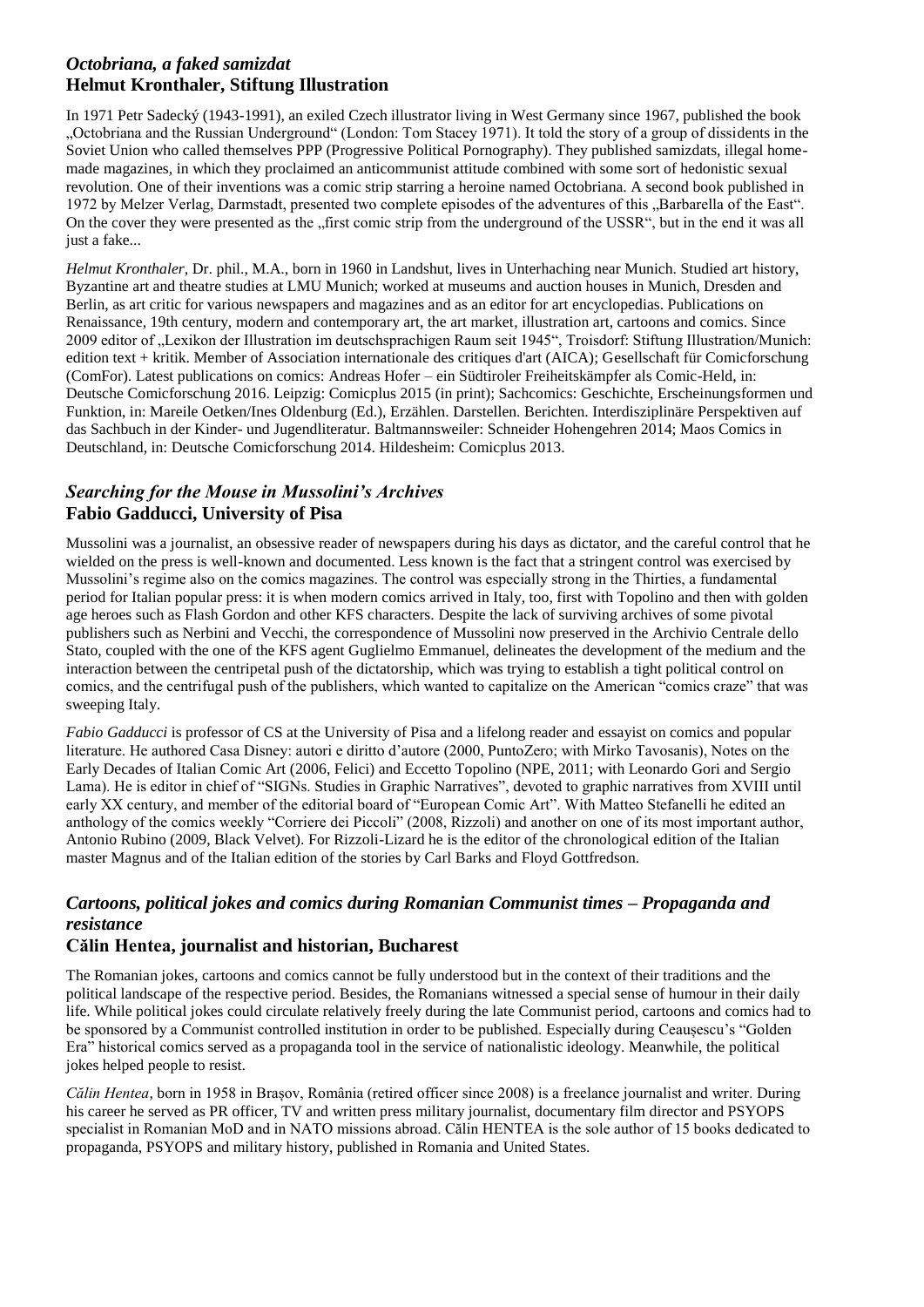## *Octobriana, a faked samizdat*
### Helmut Kronthaler, Stiftung Illustration

In 1971 Petr Sadecký (1943-1991), an exiled Czech illustrator living in West Germany since 1967, published the book „Octobriana and the Russian Underground" (London: Tom Stacey 1971). It told the story of a group of dissidents in the Soviet Union who called themselves PPP (Progressive Political Pornography). They published samizdats, illegal home-made magazines, in which they proclaimed an anticommunist attitude combined with some sort of hedonistic sexual revolution. One of their inventions was a comic strip starring a heroine named Octobriana. A second book published in 1972 by Melzer Verlag, Darmstadt, presented two complete episodes of the adventures of this „Barbarella of the East". On the cover they were presented as the „first comic strip from the underground of the USSR", but in the end it was all just a fake...

*Helmut Kronthaler*, Dr. phil., M.A., born in 1960 in Landshut, lives in Unterhaching near Munich. Studied art history, Byzantine art and theatre studies at LMU Munich; worked at museums and auction houses in Munich, Dresden and Berlin, as art critic for various newspapers and magazines and as an editor for art encyclopedias. Publications on Renaissance, 19th century, modern and contemporary art, the art market, illustration art, cartoons and comics. Since 2009 editor of „Lexikon der Illustration im deutschsprachigen Raum seit 1945", Troisdorf: Stiftung Illustration/Munich: edition text + kritik. Member of Association internationale des critiques d'art (AICA); Gesellschaft für Comicforschung (ComFor). Latest publications on comics: Andreas Hofer – ein Südtiroler Freiheitskämpfer als Comic-Held, in: Deutsche Comicforschung 2016. Leipzig: Comicplus 2015 (in print); Sachcomics: Geschichte, Erscheinungsformen und Funktion, in: Mareile Oetken/Ines Oldenburg (Ed.), Erzählen. Darstellen. Berichten. Interdisziplinäre Perspektiven auf das Sachbuch in der Kinder- und Jugendliteratur. Baltmannsweiler: Schneider Hohengehren 2014; Maos Comics in Deutschland, in: Deutsche Comicforschung 2014. Hildesheim: Comicplus 2013.

## *Searching for the Mouse in Mussolini's Archives*
### Fabio Gadducci, University of Pisa

Mussolini was a journalist, an obsessive reader of newspapers during his days as dictator, and the careful control that he wielded on the press is well-known and documented. Less known is the fact that a stringent control was exercised by Mussolini's regime also on the comics magazines. The control was especially strong in the Thirties, a fundamental period for Italian popular press: it is when modern comics arrived in Italy, too, first with Topolino and then with golden age heroes such as Flash Gordon and other KFS characters. Despite the lack of surviving archives of some pivotal publishers such as Nerbini and Vecchi, the correspondence of Mussolini now preserved in the Archivio Centrale dello Stato, coupled with the one of the KFS agent Guglielmo Emmanuel, delineates the development of the medium and the interaction between the centripetal push of the dictatorship, which was trying to establish a tight political control on comics, and the centrifugal push of the publishers, which wanted to capitalize on the American "comics craze" that was sweeping Italy.

*Fabio Gadducci* is professor of CS at the University of Pisa and a lifelong reader and essayist on comics and popular literature. He authored Casa Disney: autori e diritto d'autore (2000, PuntoZero; with Mirko Tavosanis), Notes on the Early Decades of Italian Comic Art (2006, Felici) and Eccetto Topolino (NPE, 2011; with Leonardo Gori and Sergio Lama). He is editor in chief of "SIGNs. Studies in Graphic Narratives", devoted to graphic narratives from XVIII until early XX century, and member of the editorial board of "European Comic Art". With Matteo Stefanelli he edited an anthology of the comics weekly "Corriere dei Piccoli" (2008, Rizzoli) and another on one of its most important author, Antonio Rubino (2009, Black Velvet). For Rizzoli-Lizard he is the editor of the chronological edition of the Italian master Magnus and of the Italian edition of the stories by Carl Barks and Floyd Gottfredson.

## *Cartoons, political jokes and comics during Romanian Communist times – Propaganda and resistance*
### Călin Hentea, journalist and historian, Bucharest

The Romanian jokes, cartoons and comics cannot be fully understood but in the context of their traditions and the political landscape of the respective period. Besides, the Romanians witnessed a special sense of humour in their daily life. While political jokes could circulate relatively freely during the late Communist period, cartoons and comics had to be sponsored by a Communist controlled institution in order to be published. Especially during Ceaușescu's "Golden Era" historical comics served as a propaganda tool in the service of nationalistic ideology. Meanwhile, the political jokes helped people to resist.

*Călin Hentea*, born in 1958 in Brașov, România (retired officer since 2008) is a freelance journalist and writer. During his career he served as PR officer, TV and written press military journalist, documentary film director and PSYOPS specialist in Romanian MoD and in NATO missions abroad. Călin HENTEA is the sole author of 15 books dedicated to propaganda, PSYOPS and military history, published in Romania and United States.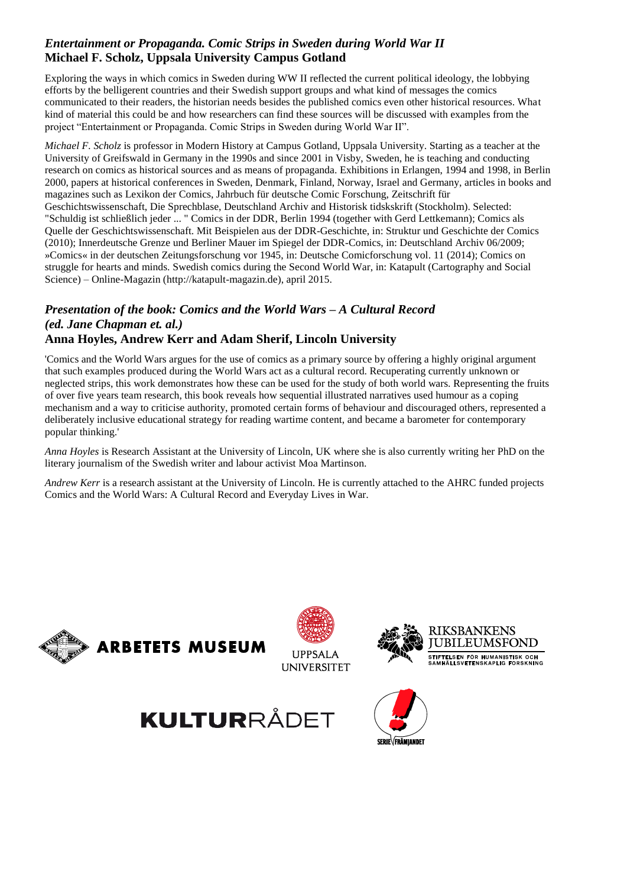### *Entertainment or Propaganda. Comic Strips in Sweden during World War II*
**Michael F. Scholz, Uppsala University Campus Gotland**

Exploring the ways in which comics in Sweden during WW II reflected the current political ideology, the lobbying efforts by the belligerent countries and their Swedish support groups and what kind of messages the comics communicated to their readers, the historian needs besides the published comics even other historical resources. What kind of material this could be and how researchers can find these sources will be discussed with examples from the project "Entertainment or Propaganda. Comic Strips in Sweden during World War II".

*Michael F. Scholz* is professor in Modern History at Campus Gotland, Uppsala University. Starting as a teacher at the University of Greifswald in Germany in the 1990s and since 2001 in Visby, Sweden, he is teaching and conducting research on comics as historical sources and as means of propaganda. Exhibitions in Erlangen, 1994 and 1998, in Berlin 2000, papers at historical conferences in Sweden, Denmark, Finland, Norway, Israel and Germany, articles in books and magazines such as Lexikon der Comics, Jahrbuch für deutsche Comic Forschung, Zeitschrift für Geschichtswissenschaft, Die Sprechblase, Deutschland Archiv and Historisk tidskskrift (Stockholm). Selected: "Schuldig ist schließlich jeder ... " Comics in der DDR, Berlin 1994 (together with Gerd Lettkemann); Comics als Quelle der Geschichtswissenschaft. Mit Beispielen aus der DDR-Geschichte, in: Struktur und Geschichte der Comics (2010); Innerdeutsche Grenze und Berliner Mauer im Spiegel der DDR-Comics, in: Deutschland Archiv 06/2009; »Comics« in der deutschen Zeitungsforschung vor 1945, in: Deutsche Comicforschung vol. 11 (2014); Comics on struggle for hearts and minds. Swedish comics during the Second World War, in: Katapult (Cartography and Social Science) – Online-Magazin (http://katapult-magazin.de), april 2015.

### *Presentation of the book: Comics and the World Wars – A Cultural Record (ed. Jane Chapman et. al.)*
**Anna Hoyles, Andrew Kerr and Adam Sherif, Lincoln University**

'Comics and the World Wars argues for the use of comics as a primary source by offering a highly original argument that such examples produced during the World Wars act as a cultural record. Recuperating currently unknown or neglected strips, this work demonstrates how these can be used for the study of both world wars. Representing the fruits of over five years team research, this book reveals how sequential illustrated narratives used humour as a coping mechanism and a way to criticise authority, promoted certain forms of behaviour and discouraged others, represented a deliberately inclusive educational strategy for reading wartime content, and became a barometer for contemporary popular thinking.'

*Anna Hoyles* is Research Assistant at the University of Lincoln, UK where she is also currently writing her PhD on the literary journalism of the Swedish writer and labour activist Moa Martinson.

*Andrew Kerr* is a research assistant at the University of Lincoln. He is currently attached to the AHRC funded projects Comics and the World Wars: A Cultural Record and Everyday Lives in War.

ARBETETS MUSEUM

UPPSALA UNIVERSITET

RIKSBANKENS JUBILEUMSFOND
STIFTELSEN FÖR HUMANISTISK OCH SAMHÄLLSVETENSKAPLIG FORSKNING

KULTURRÅDET

SERIEFRÄMJANDET